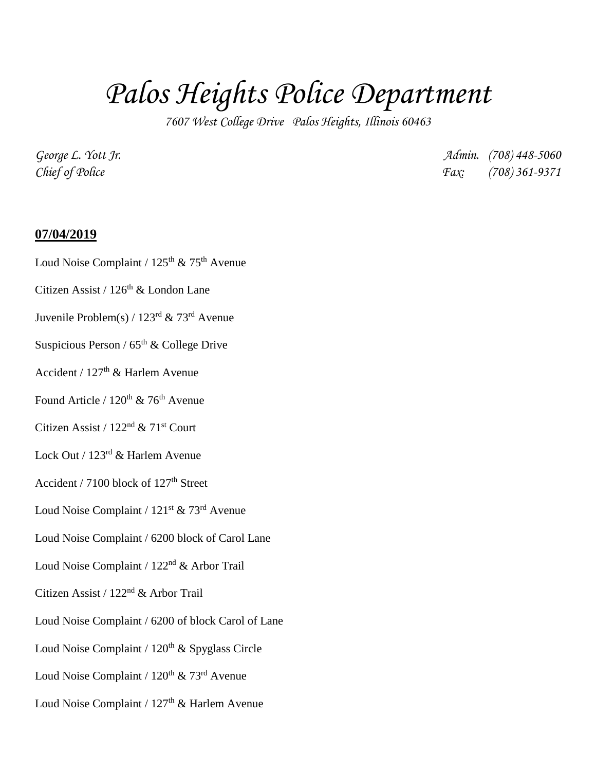# Palos Heights Police Department

*7607 West College Drive Palos Heights, Illinois 60463*

*George L. Yott Jr.* *Admin. (708) 448-5060*
*Chief of Police* *Fax: (708) 361-9371*

**07/04/2019**

Loud Noise Complaint / 125th & 75th Avenue

Citizen Assist / 126th & London Lane

Juvenile Problem(s) / 123rd & 73rd Avenue

Suspicious Person / 65th & College Drive

Accident / 127th & Harlem Avenue

Found Article / 120th & 76th Avenue

Citizen Assist / 122nd & 71st Court

Lock Out / 123rd & Harlem Avenue

Accident / 7100 block of 127th Street

Loud Noise Complaint / 121st & 73rd Avenue

Loud Noise Complaint / 6200 block of Carol Lane

Loud Noise Complaint / 122nd & Arbor Trail

Citizen Assist / 122nd & Arbor Trail

Loud Noise Complaint / 6200 of block Carol of Lane

Loud Noise Complaint / 120th & Spyglass Circle

Loud Noise Complaint / 120th & 73rd Avenue

Loud Noise Complaint / 127th & Harlem Avenue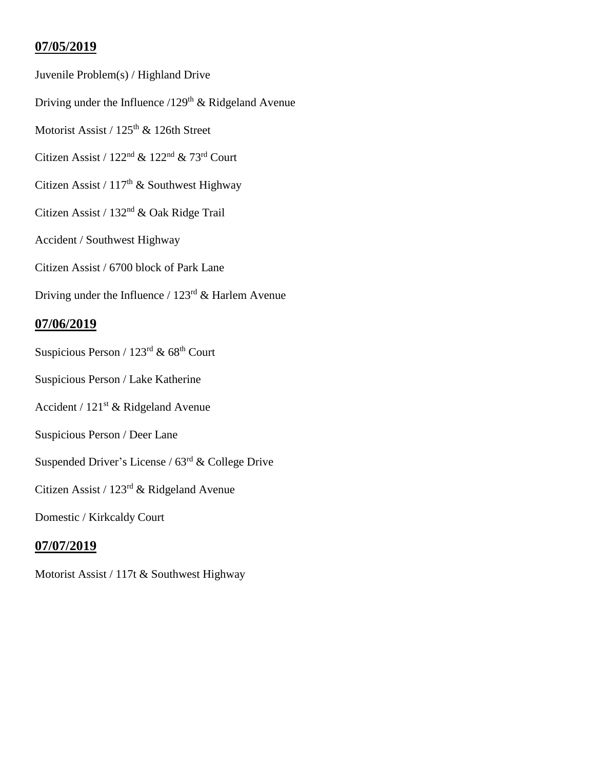## 07/05/2019

Juvenile Problem(s) / Highland Drive

Driving under the Influence /129th & Ridgeland Avenue

Motorist Assist / 125th & 126th Street

Citizen Assist / 122nd & 122nd & 73rd Court

Citizen Assist / 117th & Southwest Highway

Citizen Assist / 132nd & Oak Ridge Trail

Accident / Southwest Highway

Citizen Assist / 6700 block of Park Lane

Driving under the Influence / 123rd & Harlem Avenue

## 07/06/2019

Suspicious Person / 123rd & 68th Court

Suspicious Person / Lake Katherine

Accident / 121st & Ridgeland Avenue

Suspicious Person / Deer Lane

Suspended Driver's License / 63rd & College Drive

Citizen Assist / 123rd & Ridgeland Avenue

Domestic / Kirkcaldy Court

## 07/07/2019

Motorist Assist / 117t & Southwest Highway